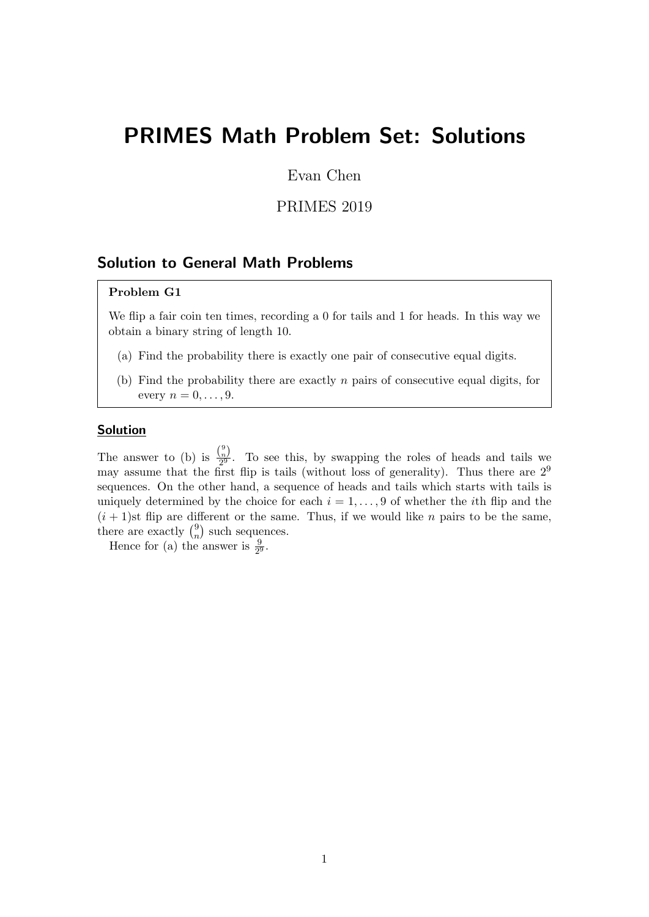# PRIMES Math Problem Set: Solutions

Evan Chen

PRIMES 2019

## Solution to General Math Problems

**Problem G1**

We flip a fair coin ten times, recording a 0 for tails and 1 for heads. In this way we obtain a binary string of length 10.

(a) Find the probability there is exactly one pair of consecutive equal digits.

(b) Find the probability there are exactly $n$ pairs of consecutive equal digits, for every $n = 0, \dots, 9$.

### Solution

The answer to (b) is $\frac{\binom{9}{n}}{2^9}$. To see this, by swapping the roles of heads and tails we may assume that the first flip is tails (without loss of generality). Thus there are $2^9$ sequences. On the other hand, a sequence of heads and tails which starts with tails is uniquely determined by the choice for each $i = 1, \dots, 9$ of whether the $i$th flip and the $(i+1)$st flip are different or the same. Thus, if we would like $n$ pairs to be the same, there are exactly $\binom{9}{n}$ such sequences.

Hence for (a) the answer is $\frac{9}{2^9}$.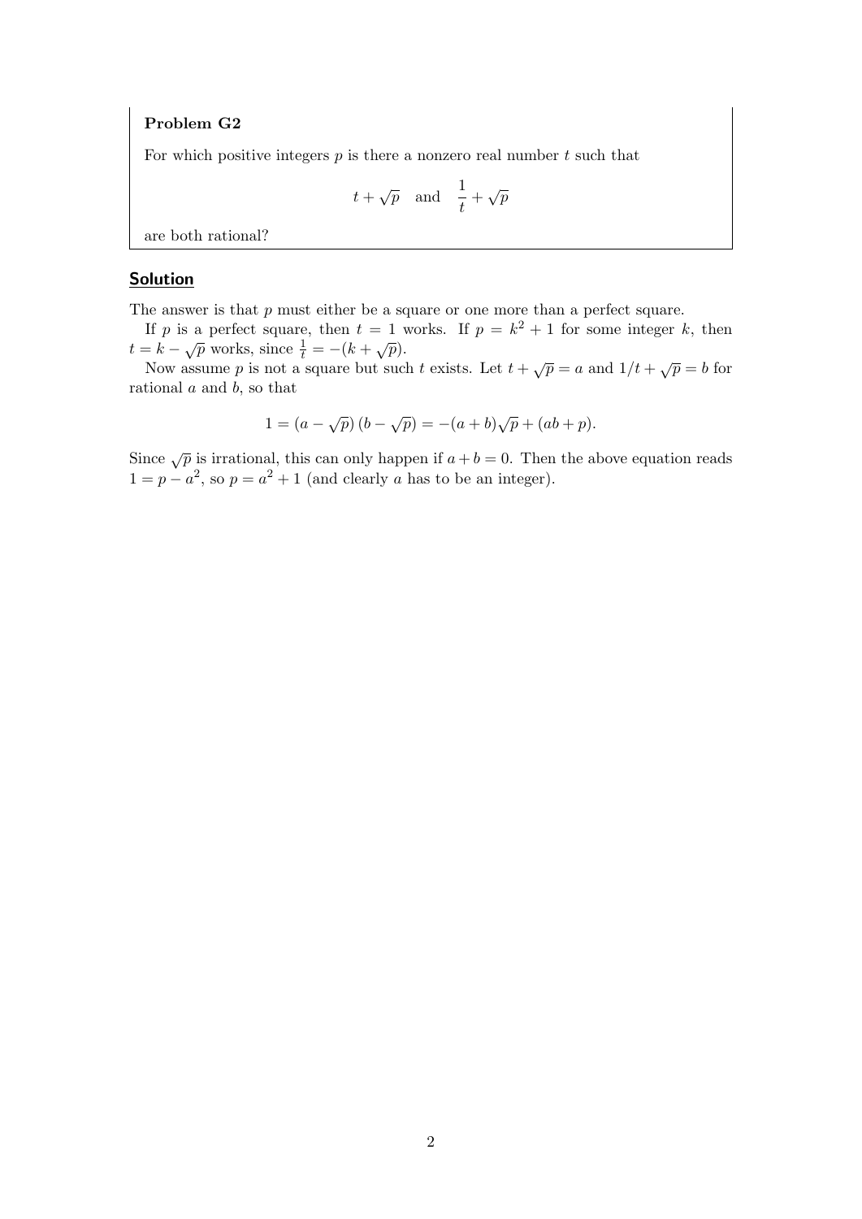**Problem G2**

For which positive integers $p$ is there a nonzero real number $t$ such that

$$t + \sqrt{p} \quad \text{and} \quad \frac{1}{t} + \sqrt{p}$$

are both rational?

## Solution

The answer is that $p$ must either be a square or one more than a perfect square.

If $p$ is a perfect square, then $t = 1$ works. If $p = k^2 + 1$ for some integer $k$, then $t = k - \sqrt{p}$ works, since $\frac{1}{t} = -(k + \sqrt{p})$.

Now assume $p$ is not a square but such $t$ exists. Let $t + \sqrt{p} = a$ and $1/t + \sqrt{p} = b$ for rational $a$ and $b$, so that

$$1 = (a - \sqrt{p})\,(b - \sqrt{p}) = -(a + b)\sqrt{p} + (ab + p).$$

Since $\sqrt{p}$ is irrational, this can only happen if $a + b = 0$. Then the above equation reads $1 = p - a^2$, so $p = a^2 + 1$ (and clearly $a$ has to be an integer).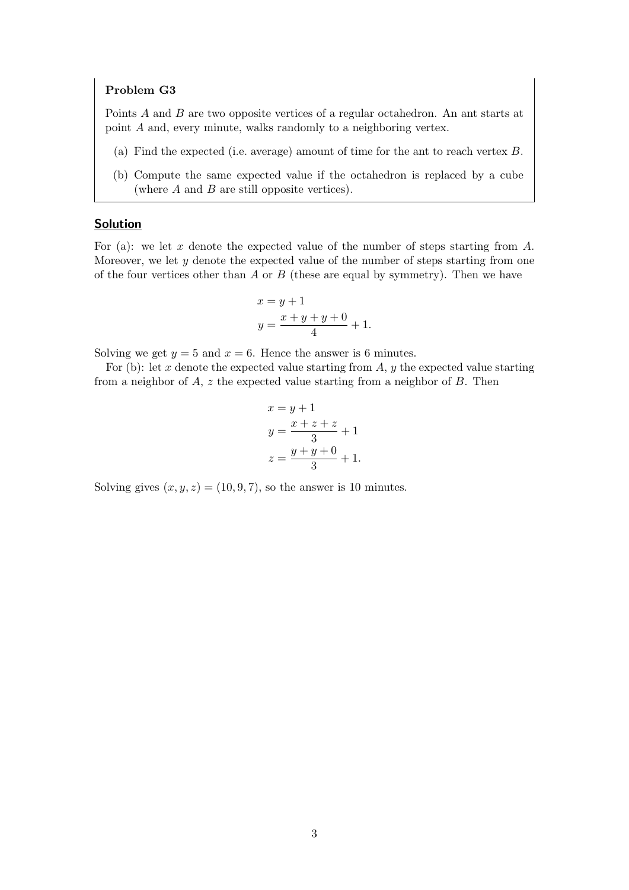**Problem G3**

Points $A$ and $B$ are two opposite vertices of a regular octahedron. An ant starts at point $A$ and, every minute, walks randomly to a neighboring vertex.

(a) Find the expected (i.e. average) amount of time for the ant to reach vertex $B$.

(b) Compute the same expected value if the octahedron is replaced by a cube (where $A$ and $B$ are still opposite vertices).

## Solution

For (a): we let $x$ denote the expected value of the number of steps starting from $A$. Moreover, we let $y$ denote the expected value of the number of steps starting from one of the four vertices other than $A$ or $B$ (these are equal by symmetry). Then we have

$$\begin{aligned} x &= y + 1 \\ y &= \frac{x + y + y + 0}{4} + 1. \end{aligned}$$

Solving we get $y = 5$ and $x = 6$. Hence the answer is 6 minutes.

For (b): let $x$ denote the expected value starting from $A$, $y$ the expected value starting from a neighbor of $A$, $z$ the expected value starting from a neighbor of $B$. Then

$$\begin{aligned} x &= y + 1 \\ y &= \frac{x + z + z}{3} + 1 \\ z &= \frac{y + y + 0}{3} + 1. \end{aligned}$$

Solving gives $(x, y, z) = (10, 9, 7)$, so the answer is 10 minutes.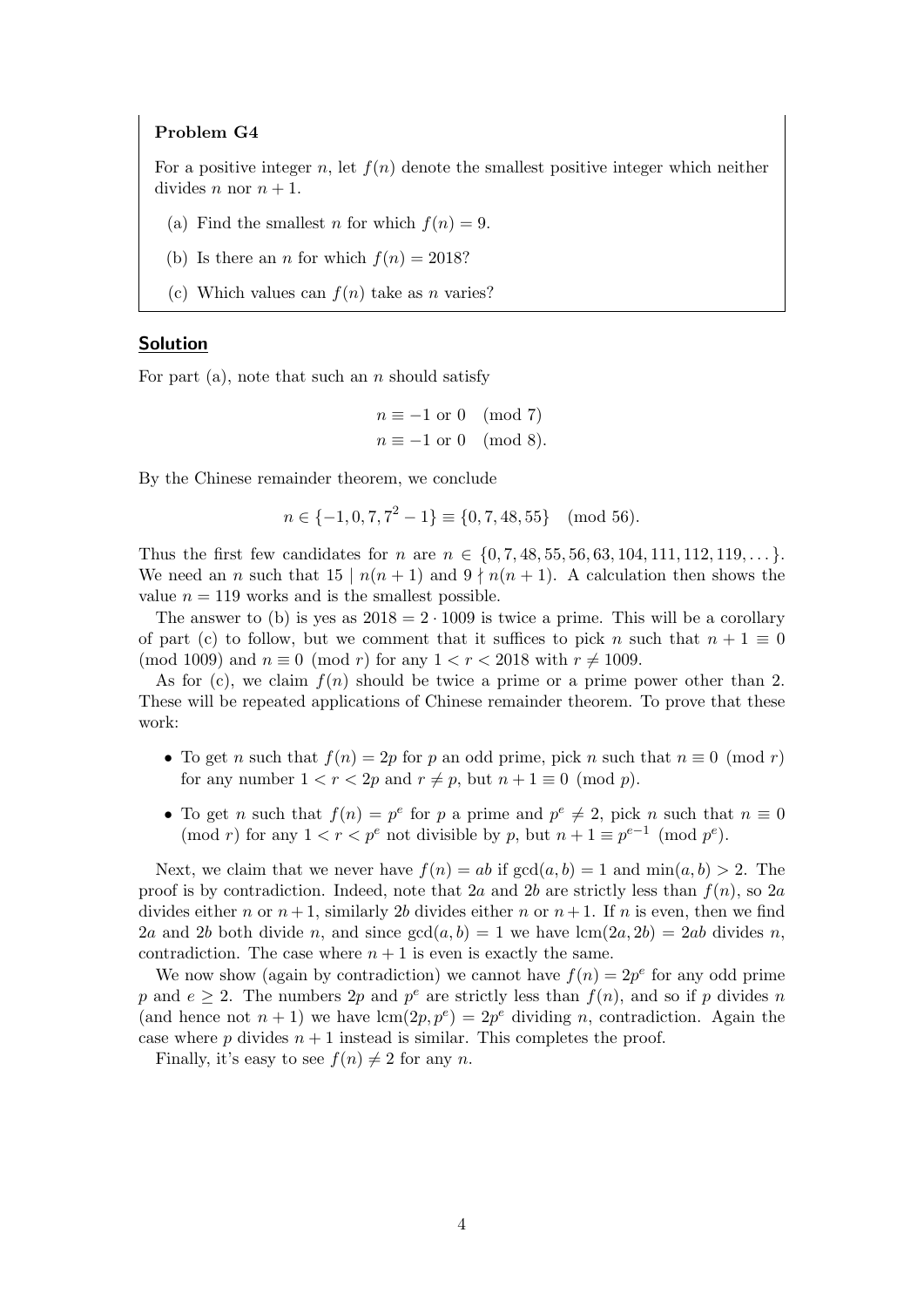**Problem G4**

For a positive integer $n$, let $f(n)$ denote the smallest positive integer which neither divides $n$ nor $n+1$.

(a) Find the smallest $n$ for which $f(n) = 9$.

(b) Is there an $n$ for which $f(n) = 2018$?

(c) Which values can $f(n)$ take as $n$ varies?

## Solution

For part (a), note that such an $n$ should satisfy

$$n \equiv -1 \text{ or } 0 \pmod 7$$
$$n \equiv -1 \text{ or } 0 \pmod 8.$$

By the Chinese remainder theorem, we conclude

$$n \in \{-1, 0, 7, 7^2 - 1\} \equiv \{0, 7, 48, 55\} \pmod{56}.$$

Thus the first few candidates for $n$ are $n \in \{0, 7, 48, 55, 56, 63, 104, 111, 112, 119, \dots\}$. We need an $n$ such that $15 \mid n(n+1)$ and $9 \nmid n(n+1)$. A calculation then shows the value $n = 119$ works and is the smallest possible.

The answer to (b) is yes as $2018 = 2 \cdot 1009$ is twice a prime. This will be a corollary of part (c) to follow, but we comment that it suffices to pick $n$ such that $n + 1 \equiv 0 \pmod{1009}$ and $n \equiv 0 \pmod r$ for any $1 < r < 2018$ with $r \neq 1009$.

As for (c), we claim $f(n)$ should be twice a prime or a prime power other than 2. These will be repeated applications of Chinese remainder theorem. To prove that these work:

- To get $n$ such that $f(n) = 2p$ for $p$ an odd prime, pick $n$ such that $n \equiv 0 \pmod r$ for any number $1 < r < 2p$ and $r \neq p$, but $n + 1 \equiv 0 \pmod p$.
- To get $n$ such that $f(n) = p^e$ for $p$ a prime and $p^e \neq 2$, pick $n$ such that $n \equiv 0 \pmod r$ for any $1 < r < p^e$ not divisible by $p$, but $n + 1 \equiv p^{e-1} \pmod{p^e}$.

Next, we claim that we never have $f(n) = ab$ if $\gcd(a, b) = 1$ and $\min(a, b) > 2$. The proof is by contradiction. Indeed, note that $2a$ and $2b$ are strictly less than $f(n)$, so $2a$ divides either $n$ or $n+1$, similarly $2b$ divides either $n$ or $n+1$. If $n$ is even, then we find $2a$ and $2b$ both divide $n$, and since $\gcd(a, b) = 1$ we have $\operatorname{lcm}(2a, 2b) = 2ab$ divides $n$, contradiction. The case where $n + 1$ is even is exactly the same.

We now show (again by contradiction) we cannot have $f(n) = 2p^e$ for any odd prime $p$ and $e \geq 2$. The numbers $2p$ and $p^e$ are strictly less than $f(n)$, and so if $p$ divides $n$ (and hence not $n+1$) we have $\operatorname{lcm}(2p, p^e) = 2p^e$ dividing $n$, contradiction. Again the case where $p$ divides $n + 1$ instead is similar. This completes the proof.

Finally, it's easy to see $f(n) \neq 2$ for any $n$.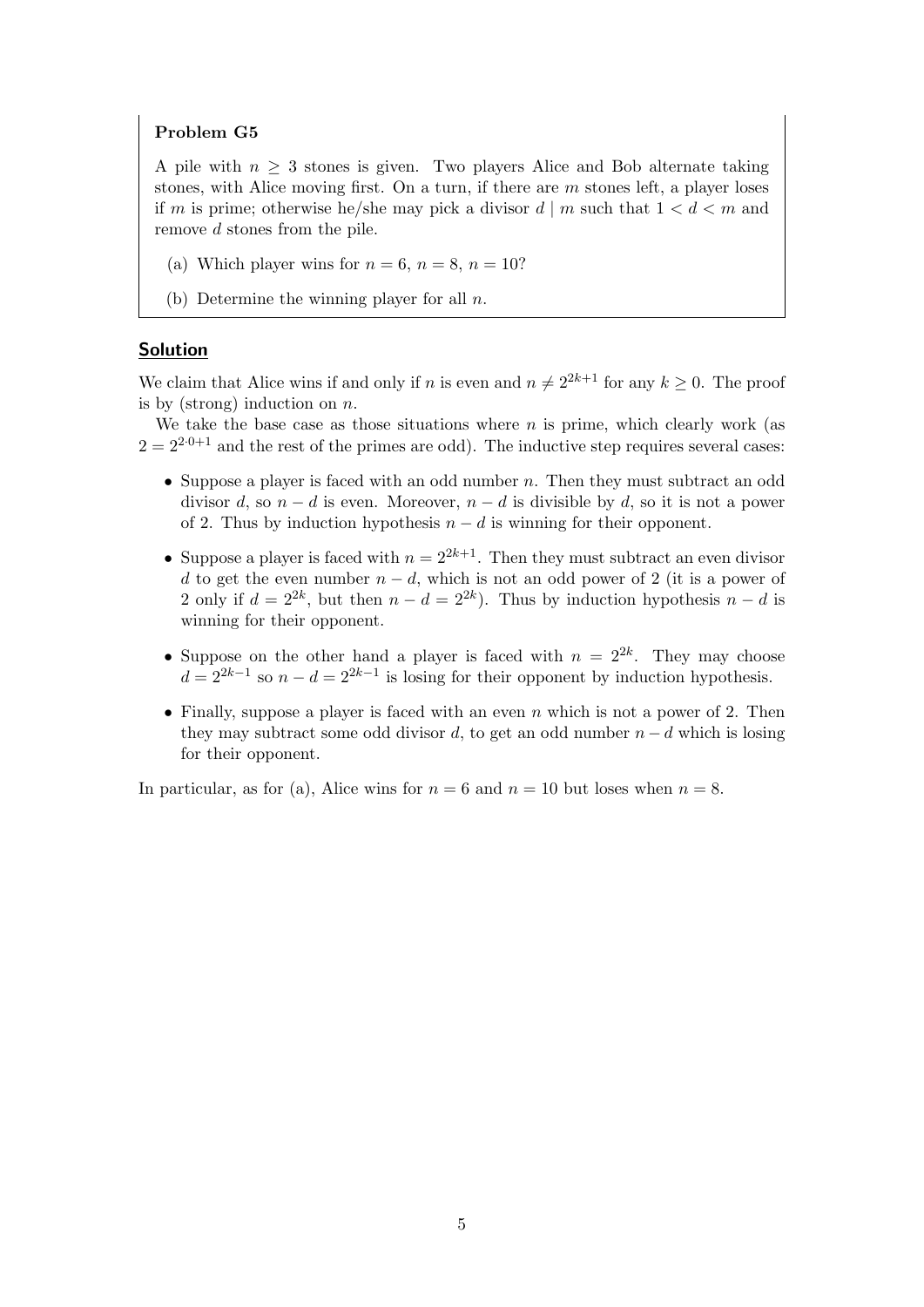**Problem G5**

A pile with $n \geq 3$ stones is given. Two players Alice and Bob alternate taking stones, with Alice moving first. On a turn, if there are $m$ stones left, a player loses if $m$ is prime; otherwise he/she may pick a divisor $d \mid m$ such that $1 < d < m$ and remove $d$ stones from the pile.

(a) Which player wins for $n = 6$, $n = 8$, $n = 10$?

(b) Determine the winning player for all $n$.

## Solution

We claim that Alice wins if and only if $n$ is even and $n \neq 2^{2k+1}$ for any $k \geq 0$. The proof is by (strong) induction on $n$.

We take the base case as those situations where $n$ is prime, which clearly work (as $2 = 2^{2\cdot 0+1}$ and the rest of the primes are odd). The inductive step requires several cases:

- Suppose a player is faced with an odd number $n$. Then they must subtract an odd divisor $d$, so $n - d$ is even. Moreover, $n - d$ is divisible by $d$, so it is not a power of 2. Thus by induction hypothesis $n - d$ is winning for their opponent.
- Suppose a player is faced with $n = 2^{2k+1}$. Then they must subtract an even divisor $d$ to get the even number $n - d$, which is not an odd power of 2 (it is a power of 2 only if $d = 2^{2k}$, but then $n - d = 2^{2k}$). Thus by induction hypothesis $n - d$ is winning for their opponent.
- Suppose on the other hand a player is faced with $n = 2^{2k}$. They may choose $d = 2^{2k-1}$ so $n - d = 2^{2k-1}$ is losing for their opponent by induction hypothesis.
- Finally, suppose a player is faced with an even $n$ which is not a power of 2. Then they may subtract some odd divisor $d$, to get an odd number $n - d$ which is losing for their opponent.

In particular, as for (a), Alice wins for $n = 6$ and $n = 10$ but loses when $n = 8$.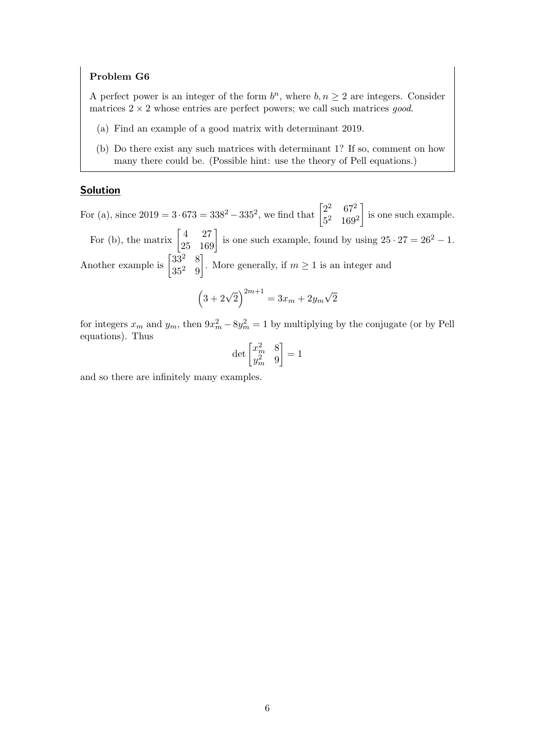**Problem G6**

A perfect power is an integer of the form $b^n$, where $b, n \geq 2$ are integers. Consider matrices $2 \times 2$ whose entries are perfect powers; we call such matrices *good*.

(a) Find an example of a good matrix with determinant 2019.

(b) Do there exist any such matrices with determinant 1? If so, comment on how many there could be. (Possible hint: use the theory of Pell equations.)

## Solution

For (a), since $2019 = 3 \cdot 673 = 338^2 - 335^2$, we find that $\begin{bmatrix} 2^2 & 67^2 \\ 5^2 & 169^2 \end{bmatrix}$ is one such example.

For (b), the matrix $\begin{bmatrix} 4 & 27 \\ 25 & 169 \end{bmatrix}$ is one such example, found by using $25 \cdot 27 = 26^2 - 1$. Another example is $\begin{bmatrix} 33^2 & 8 \\ 35^2 & 9 \end{bmatrix}$. More generally, if $m \geq 1$ is an integer and

$$\left(3 + 2\sqrt{2}\right)^{2m+1} = 3x_m + 2y_m\sqrt{2}$$

for integers $x_m$ and $y_m$, then $9x_m^2 - 8y_m^2 = 1$ by multiplying by the conjugate (or by Pell equations). Thus

$$\det \begin{bmatrix} x_m^2 & 8 \\ y_m^2 & 9 \end{bmatrix} = 1$$

and so there are infinitely many examples.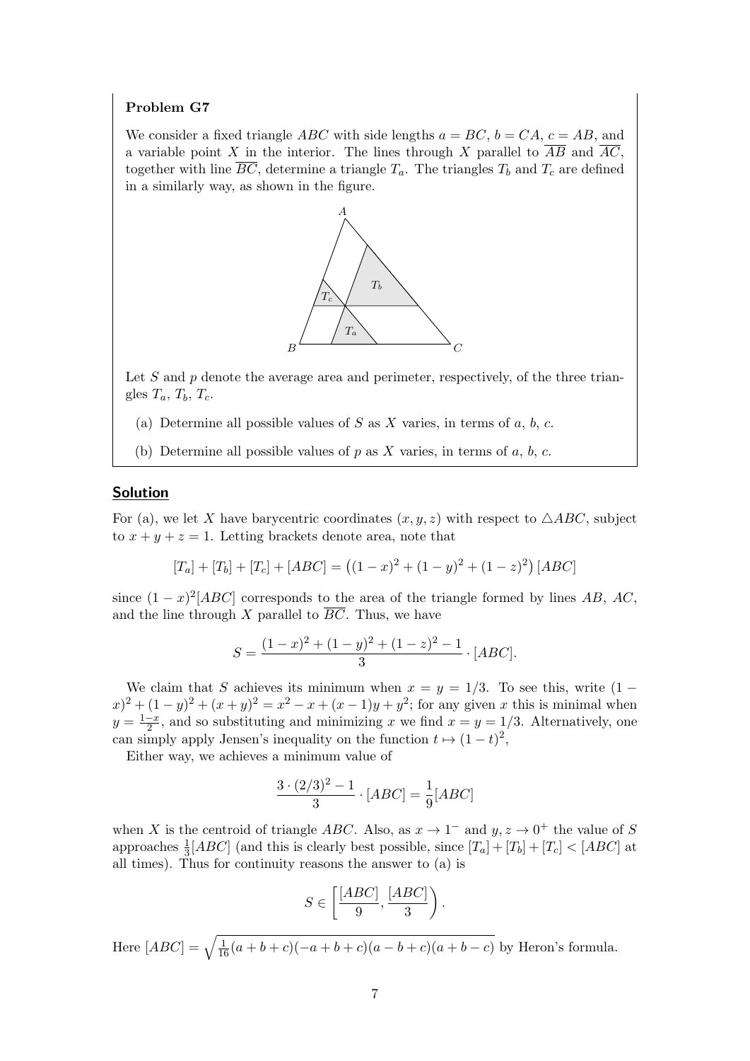**Problem G7**

We consider a fixed triangle $ABC$ with side lengths $a = BC$, $b = CA$, $c = AB$, and a variable point $X$ in the interior. The lines through $X$ parallel to $\overline{AB}$ and $\overline{AC}$, together with line $\overline{BC}$, determine a triangle $T_a$. The triangles $T_b$ and $T_c$ are defined in a similarly way, as shown in the figure.

Let $S$ and $p$ denote the average area and perimeter, respectively, of the three triangles $T_a$, $T_b$, $T_c$.

(a) Determine all possible values of $S$ as $X$ varies, in terms of $a$, $b$, $c$.

(b) Determine all possible values of $p$ as $X$ varies, in terms of $a$, $b$, $c$.

## Solution

For (a), we let $X$ have barycentric coordinates $(x, y, z)$ with respect to $\triangle ABC$, subject to $x + y + z = 1$. Letting brackets denote area, note that

$$[T_a] + [T_b] + [T_c] + [ABC] = \left((1-x)^2 + (1-y)^2 + (1-z)^2\right)[ABC]$$

since $(1-x)^2[ABC]$ corresponds to the area of the triangle formed by lines $AB$, $AC$, and the line through $X$ parallel to $\overline{BC}$. Thus, we have

$$S = \frac{(1-x)^2 + (1-y)^2 + (1-z)^2 - 1}{3} \cdot [ABC].$$

We claim that $S$ achieves its minimum when $x = y = 1/3$. To see this, write $(1-x)^2 + (1-y)^2 + (x+y)^2 = x^2 - x + (x-1)y + y^2$; for any given $x$ this is minimal when $y = \frac{1-x}{2}$, and so substituting and minimizing $x$ we find $x = y = 1/3$. Alternatively, one can simply apply Jensen's inequality on the function $t \mapsto (1-t)^2$,

Either way, we achieves a minimum value of

$$\frac{3 \cdot (2/3)^2 - 1}{3} \cdot [ABC] = \frac{1}{9}[ABC]$$

when $X$ is the centroid of triangle $ABC$. Also, as $x \to 1^-$ and $y, z \to 0^+$ the value of $S$ approaches $\frac{1}{3}[ABC]$ (and this is clearly best possible, since $[T_a] + [T_b] + [T_c] < [ABC]$ at all times). Thus for continuity reasons the answer to (a) is

$$S \in \left[\frac{[ABC]}{9}, \frac{[ABC]}{3}\right).$$

Here $[ABC] = \sqrt{\frac{1}{16}(a+b+c)(-a+b+c)(a-b+c)(a+b-c)}$ by Heron's formula.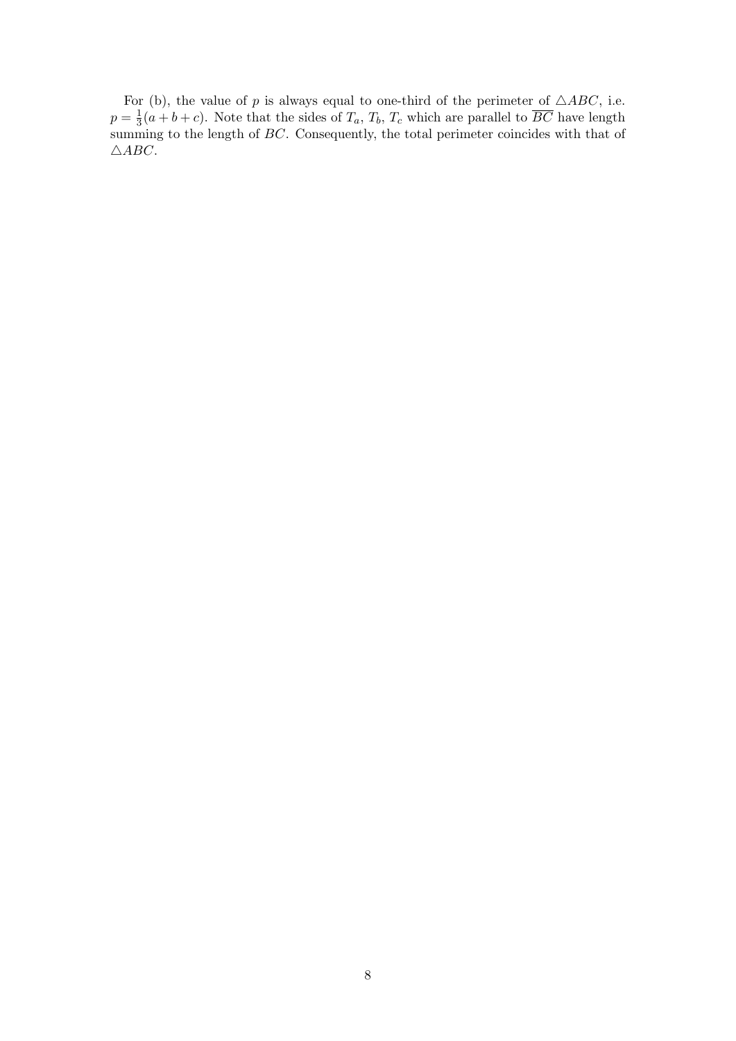For (b), the value of $p$ is always equal to one-third of the perimeter of $\triangle ABC$, i.e. $p = \frac{1}{3}(a + b + c)$. Note that the sides of $T_a$, $T_b$, $T_c$ which are parallel to $\overline{BC}$ have length summing to the length of $BC$. Consequently, the total perimeter coincides with that of $\triangle ABC$.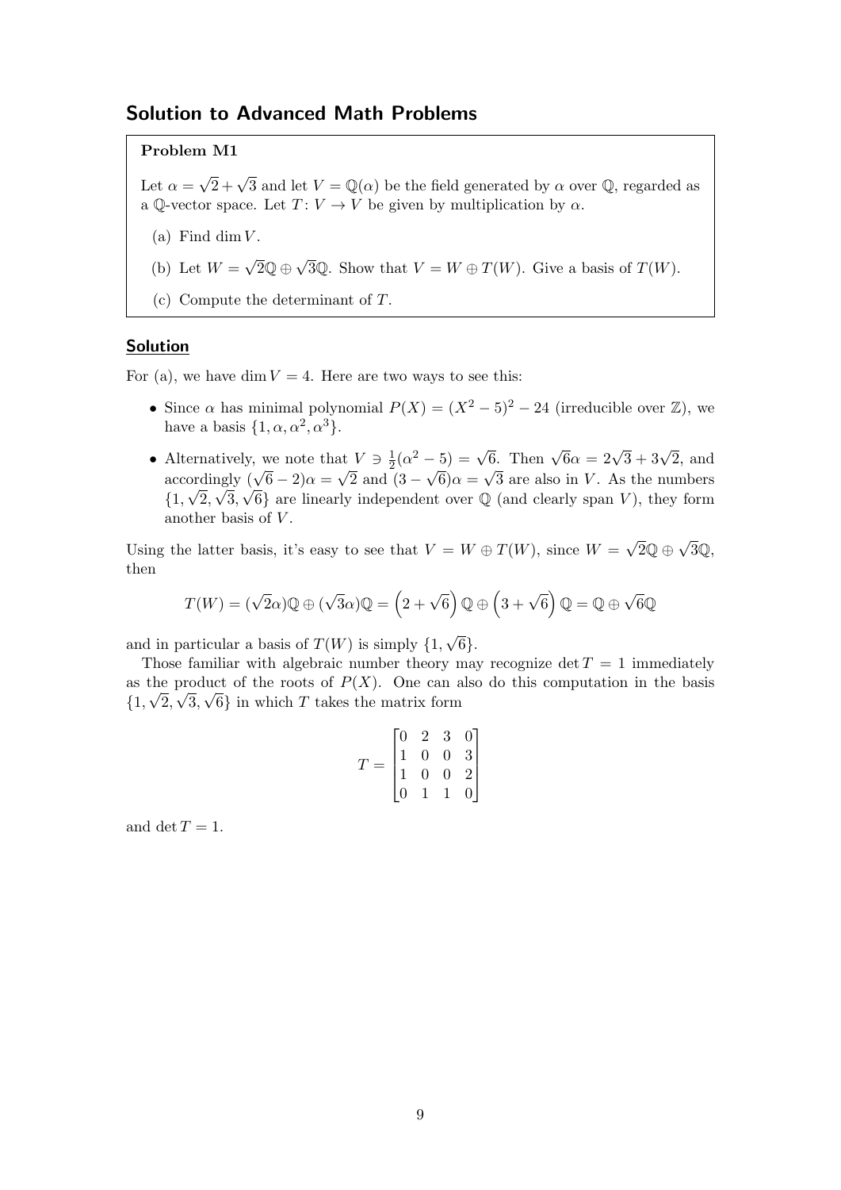## Solution to Advanced Math Problems

**Problem M1**

Let $\alpha = \sqrt{2} + \sqrt{3}$ and let $V = \mathbb{Q}(\alpha)$ be the field generated by $\alpha$ over $\mathbb{Q}$, regarded as a $\mathbb{Q}$-vector space. Let $T\colon V \to V$ be given by multiplication by $\alpha$.

(a) Find $\dim V$.

(b) Let $W = \sqrt{2}\mathbb{Q} \oplus \sqrt{3}\mathbb{Q}$. Show that $V = W \oplus T(W)$. Give a basis of $T(W)$.

(c) Compute the determinant of $T$.

### Solution

For (a), we have $\dim V = 4$. Here are two ways to see this:

- Since $\alpha$ has minimal polynomial $P(X) = (X^2 - 5)^2 - 24$ (irreducible over $\mathbb{Z}$), we have a basis $\{1, \alpha, \alpha^2, \alpha^3\}$.
- Alternatively, we note that $V \ni \frac{1}{2}(\alpha^2 - 5) = \sqrt{6}$. Then $\sqrt{6}\alpha = 2\sqrt{3} + 3\sqrt{2}$, and accordingly $(\sqrt{6} - 2)\alpha = \sqrt{2}$ and $(3 - \sqrt{6})\alpha = \sqrt{3}$ are also in $V$. As the numbers $\{1, \sqrt{2}, \sqrt{3}, \sqrt{6}\}$ are linearly independent over $\mathbb{Q}$ (and clearly span $V$), they form another basis of $V$.

Using the latter basis, it's easy to see that $V = W \oplus T(W)$, since $W = \sqrt{2}\mathbb{Q} \oplus \sqrt{3}\mathbb{Q}$, then

$$T(W) = (\sqrt{2}\alpha)\mathbb{Q} \oplus (\sqrt{3}\alpha)\mathbb{Q} = \left(2 + \sqrt{6}\right)\mathbb{Q} \oplus \left(3 + \sqrt{6}\right)\mathbb{Q} = \mathbb{Q} \oplus \sqrt{6}\mathbb{Q}$$

and in particular a basis of $T(W)$ is simply $\{1, \sqrt{6}\}$.

Those familiar with algebraic number theory may recognize $\det T = 1$ immediately as the product of the roots of $P(X)$. One can also do this computation in the basis $\{1, \sqrt{2}, \sqrt{3}, \sqrt{6}\}$ in which $T$ takes the matrix form

$$T = \begin{bmatrix} 0 & 2 & 3 & 0 \\ 1 & 0 & 0 & 3 \\ 1 & 0 & 0 & 2 \\ 0 & 1 & 1 & 0 \end{bmatrix}$$

and $\det T = 1$.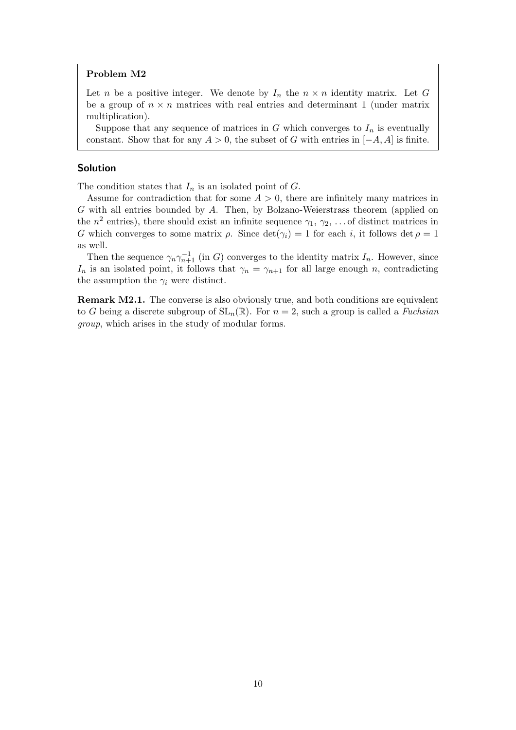**Problem M2**

Let $n$ be a positive integer. We denote by $I_n$ the $n \times n$ identity matrix. Let $G$ be a group of $n \times n$ matrices with real entries and determinant 1 (under matrix multiplication).

Suppose that any sequence of matrices in $G$ which converges to $I_n$ is eventually constant. Show that for any $A > 0$, the subset of $G$ with entries in $[-A, A]$ is finite.

## Solution

The condition states that $I_n$ is an isolated point of $G$.

Assume for contradiction that for some $A > 0$, there are infinitely many matrices in $G$ with all entries bounded by $A$. Then, by Bolzano-Weierstrass theorem (applied on the $n^2$ entries), there should exist an infinite sequence $\gamma_1, \gamma_2, \ldots$ of distinct matrices in $G$ which converges to some matrix $\rho$. Since $\det(\gamma_i) = 1$ for each $i$, it follows $\det \rho = 1$ as well.

Then the sequence $\gamma_n \gamma_{n+1}^{-1}$ (in $G$) converges to the identity matrix $I_n$. However, since $I_n$ is an isolated point, it follows that $\gamma_n = \gamma_{n+1}$ for all large enough $n$, contradicting the assumption the $\gamma_i$ were distinct.

**Remark M2.1.** The converse is also obviously true, and both conditions are equivalent to $G$ being a discrete subgroup of $\mathrm{SL}_n(\mathbb{R})$. For $n = 2$, such a group is called a *Fuchsian group*, which arises in the study of modular forms.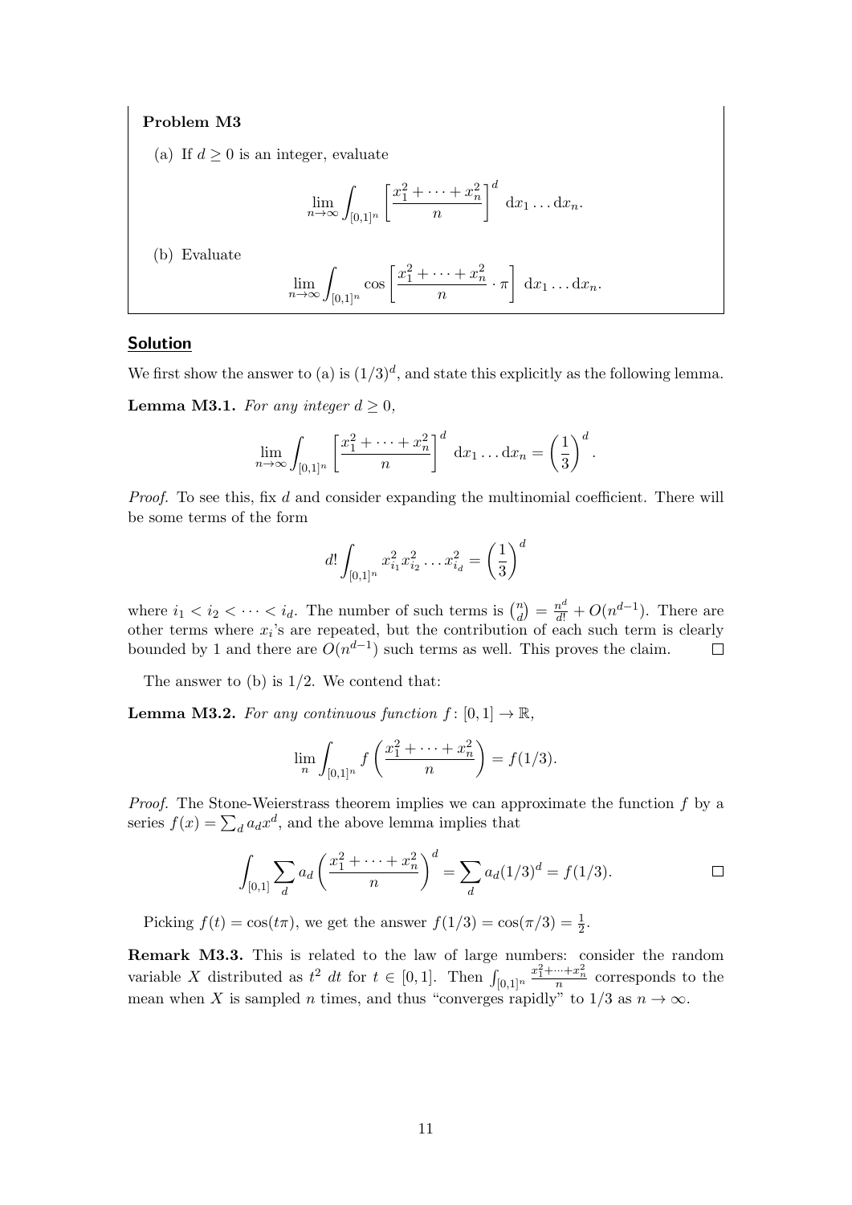**Problem M3**

(a) If $d \geq 0$ is an integer, evaluate

$$\lim_{n\to\infty} \int_{[0,1]^n} \left[ \frac{x_1^2 + \cdots + x_n^2}{n} \right]^d \, \mathrm{d}x_1 \dots \mathrm{d}x_n.$$

(b) Evaluate

$$\lim_{n\to\infty} \int_{[0,1]^n} \cos\left[ \frac{x_1^2 + \cdots + x_n^2}{n} \cdot \pi \right] \, \mathrm{d}x_1 \dots \mathrm{d}x_n.$$

## Solution

We first show the answer to (a) is $(1/3)^d$, and state this explicitly as the following lemma.

**Lemma M3.1.** *For any integer $d \geq 0$,*

$$\lim_{n\to\infty} \int_{[0,1]^n} \left[ \frac{x_1^2 + \cdots + x_n^2}{n} \right]^d \, \mathrm{d}x_1 \dots \mathrm{d}x_n = \left(\frac{1}{3}\right)^d.$$

*Proof.* To see this, fix $d$ and consider expanding the multinomial coefficient. There will be some terms of the form

$$d! \int_{[0,1]^n} x_{i_1}^2 x_{i_2}^2 \dots x_{i_d}^2 = \left(\frac{1}{3}\right)^d$$

where $i_1 < i_2 < \cdots < i_d$. The number of such terms is $\binom{n}{d} = \frac{n^d}{d!} + O(n^{d-1})$. There are other terms where $x_i$'s are repeated, but the contribution of each such term is clearly bounded by 1 and there are $O(n^{d-1})$ such terms as well. This proves the claim. ∎

The answer to (b) is $1/2$. We contend that:

**Lemma M3.2.** *For any continuous function $f\colon [0,1] \to \mathbb{R}$,*

$$\lim_n \int_{[0,1]^n} f\left( \frac{x_1^2 + \cdots + x_n^2}{n} \right) = f(1/3).$$

*Proof.* The Stone-Weierstrass theorem implies we can approximate the function $f$ by a series $f(x) = \sum_d a_d x^d$, and the above lemma implies that

$$\int_{[0,1]} \sum_d a_d \left( \frac{x_1^2 + \cdots + x_n^2}{n} \right)^d = \sum_d a_d (1/3)^d = f(1/3).$$ ∎

Picking $f(t) = \cos(t\pi)$, we get the answer $f(1/3) = \cos(\pi/3) = \frac{1}{2}$.

**Remark M3.3.** This is related to the law of large numbers: consider the random variable $X$ distributed as $t^2 \; dt$ for $t \in [0,1]$. Then $\int_{[0,1]^n} \frac{x_1^2 + \cdots + x_n^2}{n}$ corresponds to the mean when $X$ is sampled $n$ times, and thus "converges rapidly" to $1/3$ as $n \to \infty$.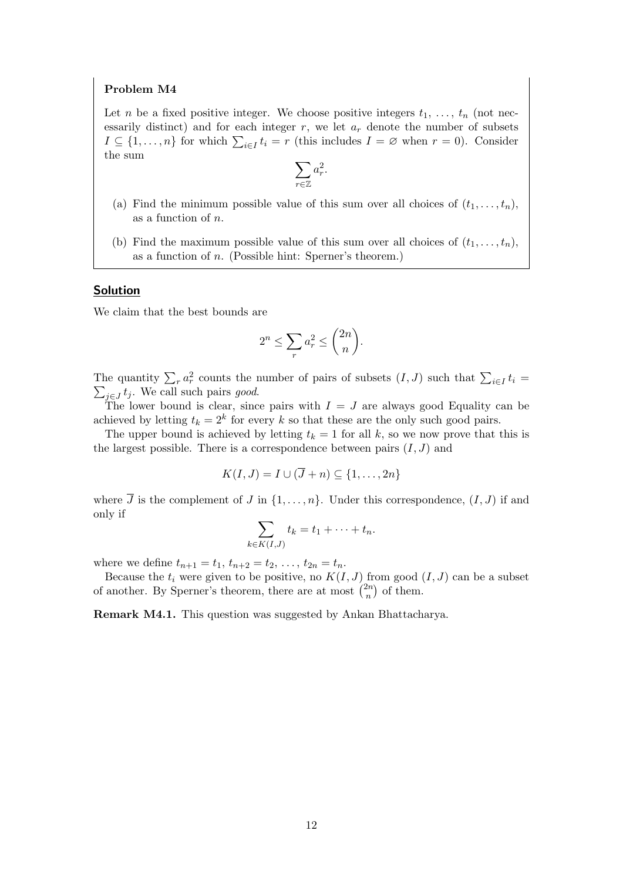**Problem M4**

Let $n$ be a fixed positive integer. We choose positive integers $t_1, \ldots, t_n$ (not necessarily distinct) and for each integer $r$, we let $a_r$ denote the number of subsets $I \subseteq \{1, \ldots, n\}$ for which $\sum_{i \in I} t_i = r$ (this includes $I = \varnothing$ when $r = 0$). Consider the sum

$$\sum_{r \in \mathbb{Z}} a_r^2.$$

(a) Find the minimum possible value of this sum over all choices of $(t_1, \ldots, t_n)$, as a function of $n$.

(b) Find the maximum possible value of this sum over all choices of $(t_1, \ldots, t_n)$, as a function of $n$. (Possible hint: Sperner's theorem.)

## Solution

We claim that the best bounds are

$$2^n \le \sum_r a_r^2 \le \binom{2n}{n}.$$

The quantity $\sum_r a_r^2$ counts the number of pairs of subsets $(I, J)$ such that $\sum_{i \in I} t_i = \sum_{j \in J} t_j$. We call such pairs *good*.

The lower bound is clear, since pairs with $I = J$ are always good Equality can be achieved by letting $t_k = 2^k$ for every $k$ so that these are the only such good pairs.

The upper bound is achieved by letting $t_k = 1$ for all $k$, so we now prove that this is the largest possible. There is a correspondence between pairs $(I, J)$ and

$$K(I, J) = I \cup (\overline{J} + n) \subseteq \{1, \ldots, 2n\}$$

where $\overline{J}$ is the complement of $J$ in $\{1, \ldots, n\}$. Under this correspondence, $(I, J)$ if and only if

$$\sum_{k \in K(I,J)} t_k = t_1 + \cdots + t_n.$$

where we define $t_{n+1} = t_1$, $t_{n+2} = t_2$, $\ldots$, $t_{2n} = t_n$.

Because the $t_i$ were given to be positive, no $K(I, J)$ from good $(I, J)$ can be a subset of another. By Sperner's theorem, there are at most $\binom{2n}{n}$ of them.

**Remark M4.1.** This question was suggested by Ankan Bhattacharya.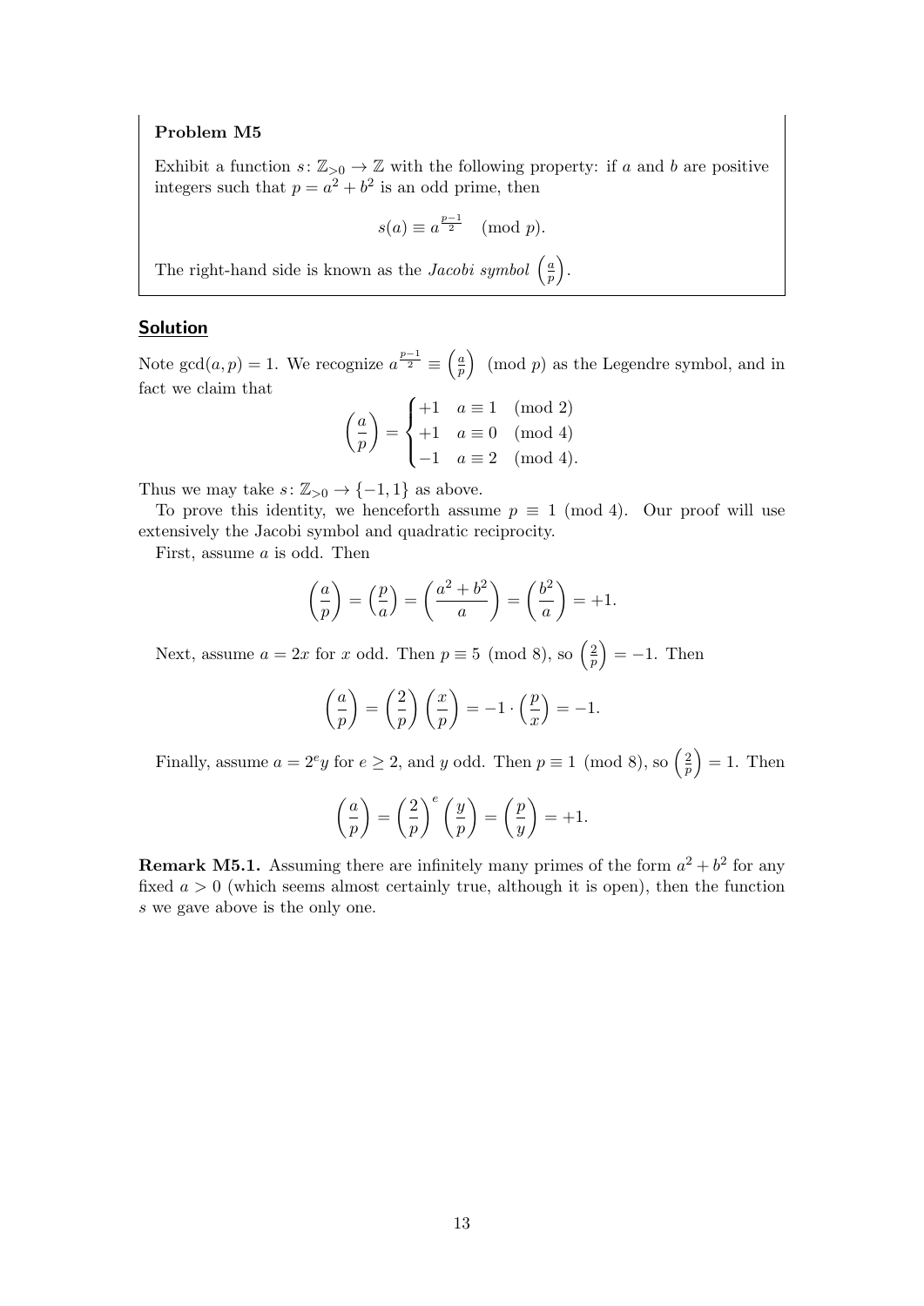**Problem M5**

Exhibit a function $s\colon \mathbb{Z}_{>0} \to \mathbb{Z}$ with the following property: if $a$ and $b$ are positive integers such that $p = a^2 + b^2$ is an odd prime, then

$$s(a) \equiv a^{\frac{p-1}{2}} \pmod p.$$

The right-hand side is known as the *Jacobi symbol* $\left(\frac{a}{p}\right)$.

## Solution

Note $\gcd(a, p) = 1$. We recognize $a^{\frac{p-1}{2}} \equiv \left(\frac{a}{p}\right) \pmod p$ as the Legendre symbol, and in fact we claim that

$$\left(\frac{a}{p}\right) = \begin{cases} +1 & a \equiv 1 \pmod 2 \\ +1 & a \equiv 0 \pmod 4 \\ -1 & a \equiv 2 \pmod 4. \end{cases}$$

Thus we may take $s\colon \mathbb{Z}_{>0} \to \{-1, 1\}$ as above.

To prove this identity, we henceforth assume $p \equiv 1 \pmod 4$. Our proof will use extensively the Jacobi symbol and quadratic reciprocity.

First, assume $a$ is odd. Then

$$\left(\frac{a}{p}\right) = \left(\frac{p}{a}\right) = \left(\frac{a^2+b^2}{a}\right) = \left(\frac{b^2}{a}\right) = +1.$$

Next, assume $a = 2x$ for $x$ odd. Then $p \equiv 5 \pmod 8$, so $\left(\frac{2}{p}\right) = -1$. Then

$$\left(\frac{a}{p}\right) = \left(\frac{2}{p}\right)\left(\frac{x}{p}\right) = -1 \cdot \left(\frac{p}{x}\right) = -1.$$

Finally, assume $a = 2^e y$ for $e \geq 2$, and $y$ odd. Then $p \equiv 1 \pmod 8$, so $\left(\frac{2}{p}\right) = 1$. Then

$$\left(\frac{a}{p}\right) = \left(\frac{2}{p}\right)^e \left(\frac{y}{p}\right) = \left(\frac{p}{y}\right) = +1.$$

**Remark M5.1.** Assuming there are infinitely many primes of the form $a^2 + b^2$ for any fixed $a > 0$ (which seems almost certainly true, although it is open), then the function $s$ we gave above is the only one.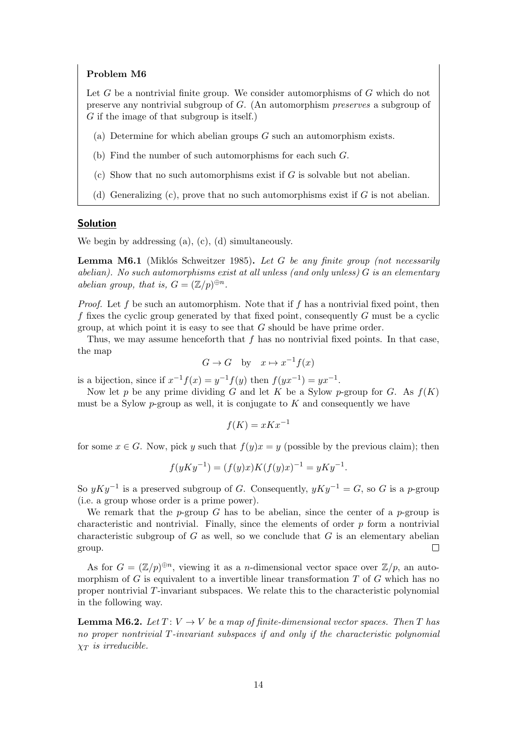**Problem M6**

Let $G$ be a nontrivial finite group. We consider automorphisms of $G$ which do not preserve any nontrivial subgroup of $G$. (An automorphism *preserves* a subgroup of $G$ if the image of that subgroup is itself.)

(a) Determine for which abelian groups $G$ such an automorphism exists.

(b) Find the number of such automorphisms for each such $G$.

(c) Show that no such automorphisms exist if $G$ is solvable but not abelian.

(d) Generalizing (c), prove that no such automorphisms exist if $G$ is not abelian.

## Solution

We begin by addressing (a), (c), (d) simultaneously.

**Lemma M6.1** (Miklós Schweitzer 1985)**.** *Let $G$ be any finite group (not necessarily abelian). No such automorphisms exist at all unless (and only unless) $G$ is an elementary abelian group, that is, $G = (\mathbb{Z}/p)^{\oplus n}$.*

*Proof.* Let $f$ be such an automorphism. Note that if $f$ has a nontrivial fixed point, then $f$ fixes the cyclic group generated by that fixed point, consequently $G$ must be a cyclic group, at which point it is easy to see that $G$ should be have prime order.

Thus, we may assume henceforth that $f$ has no nontrivial fixed points. In that case, the map

$$G \to G \quad \text{by} \quad x \mapsto x^{-1}f(x)$$

is a bijection, since if $x^{-1}f(x) = y^{-1}f(y)$ then $f(yx^{-1}) = yx^{-1}$.

Now let $p$ be any prime dividing $G$ and let $K$ be a Sylow $p$-group for $G$. As $f(K)$ must be a Sylow $p$-group as well, it is conjugate to $K$ and consequently we have

$$f(K) = xKx^{-1}$$

for some $x \in G$. Now, pick $y$ such that $f(y)x = y$ (possible by the previous claim); then

$$f(yKy^{-1}) = (f(y)x)K(f(y)x)^{-1} = yKy^{-1}.$$

So $yKy^{-1}$ is a preserved subgroup of $G$. Consequently, $yKy^{-1} = G$, so $G$ is a $p$-group (i.e. a group whose order is a prime power).

We remark that the $p$-group $G$ has to be abelian, since the center of a $p$-group is characteristic and nontrivial. Finally, since the elements of order $p$ form a nontrivial characteristic subgroup of $G$ as well, so we conclude that $G$ is an elementary abelian group. $\square$

As for $G = (\mathbb{Z}/p)^{\oplus n}$, viewing it as a $n$-dimensional vector space over $\mathbb{Z}/p$, an automorphism of $G$ is equivalent to a invertible linear transformation $T$ of $G$ which has no proper nontrivial $T$-invariant subspaces. We relate this to the characteristic polynomial in the following way.

**Lemma M6.2.** *Let $T\colon V \to V$ be a map of finite-dimensional vector spaces. Then $T$ has no proper nontrivial $T$-invariant subspaces if and only if the characteristic polynomial $\chi_T$ is irreducible.*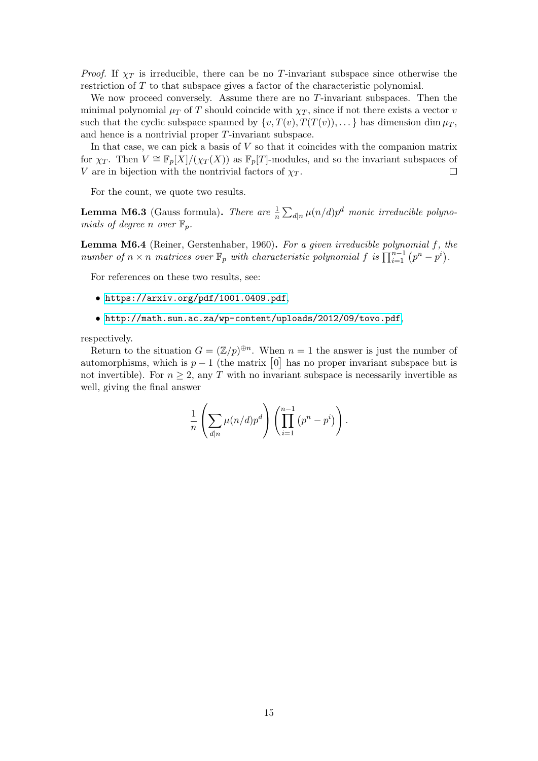*Proof.* If $\chi_T$ is irreducible, there can be no $T$-invariant subspace since otherwise the restriction of $T$ to that subspace gives a factor of the characteristic polynomial.

We now proceed conversely. Assume there are no $T$-invariant subspaces. Then the minimal polynomial $\mu_T$ of $T$ should coincide with $\chi_T$, since if not there exists a vector $v$ such that the cyclic subspace spanned by $\{v, T(v), T(T(v)), \dots\}$ has dimension $\dim \mu_T$, and hence is a nontrivial proper $T$-invariant subspace.

In that case, we can pick a basis of $V$ so that it coincides with the companion matrix for $\chi_T$. Then $V \cong \mathbb{F}_p[X]/(\chi_T(X))$ as $\mathbb{F}_p[T]$-modules, and so the invariant subspaces of $V$ are in bijection with the nontrivial factors of $\chi_T$. $\square$

For the count, we quote two results.

**Lemma M6.3** (Gauss formula)**.** *There are* $\frac{1}{n}\sum_{d|n} \mu(n/d)p^d$ *monic irreducible polynomials of degree* $n$ *over* $\mathbb{F}_p$.

**Lemma M6.4** (Reiner, Gerstenhaber, 1960)**.** *For a given irreducible polynomial* $f$*, the number of* $n \times n$ *matrices over* $\mathbb{F}_p$ *with characteristic polynomial* $f$ *is* $\prod_{i=1}^{n-1}(p^n - p^i)$.

For references on these two results, see:

- https://arxiv.org/pdf/1001.0409.pdf,
- http://math.sun.ac.za/wp-content/uploads/2012/09/tovo.pdf,

respectively.

Return to the situation $G = (\mathbb{Z}/p)^{\oplus n}$. When $n = 1$ the answer is just the number of automorphisms, which is $p - 1$ (the matrix $\begin{bmatrix} 0 \end{bmatrix}$ has no proper invariant subspace but is not invertible). For $n \geq 2$, any $T$ with no invariant subspace is necessarily invertible as well, giving the final answer

$$\frac{1}{n}\left(\sum_{d|n} \mu(n/d)p^d\right)\left(\prod_{i=1}^{n-1}\left(p^n - p^i\right)\right).$$